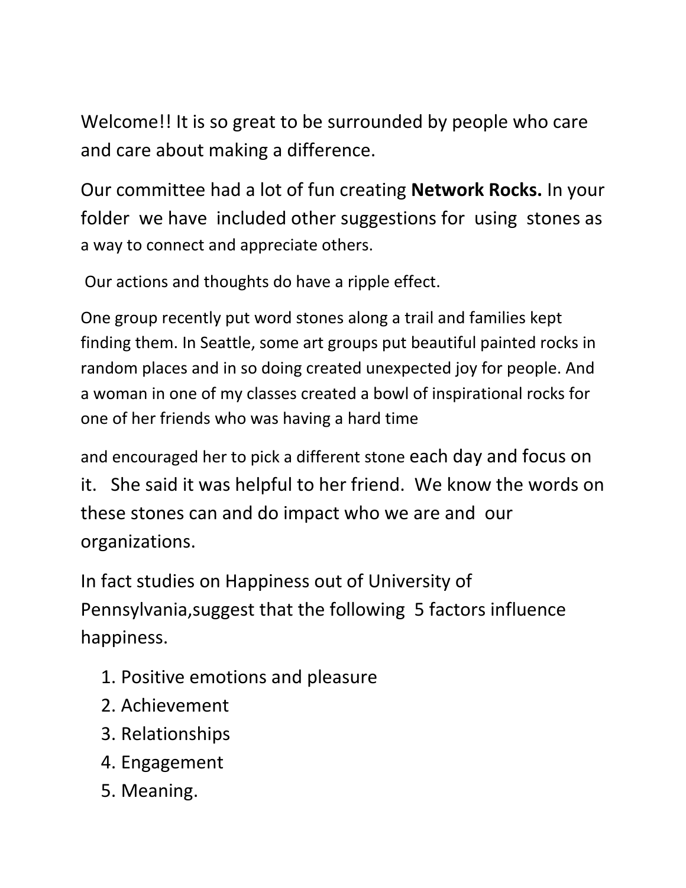Welcome!! It is so great to be surrounded by people who care and care about making a difference.

Our committee had a lot of fun creating **Network Rocks.** In your folder we have included other suggestions for using stones as a way to connect and appreciate others.

Our actions and thoughts do have a ripple effect.

One group recently put word stones along a trail and families kept finding them. In Seattle, some art groups put beautiful painted rocks in random places and in so doing created unexpected joy for people. And a woman in one of my classes created a bowl of inspirational rocks for one of her friends who was having a hard time

and encouraged her to pick a different stone each day and focus on it. She said it was helpful to her friend. We know the words on these stones can and do impact who we are and our organizations.

In fact studies on Happiness out of University of Pennsylvania,suggest that the following 5 factors influence happiness.

1. Positive emotions and pleasure
2. Achievement
3. Relationships
4. Engagement
5. Meaning.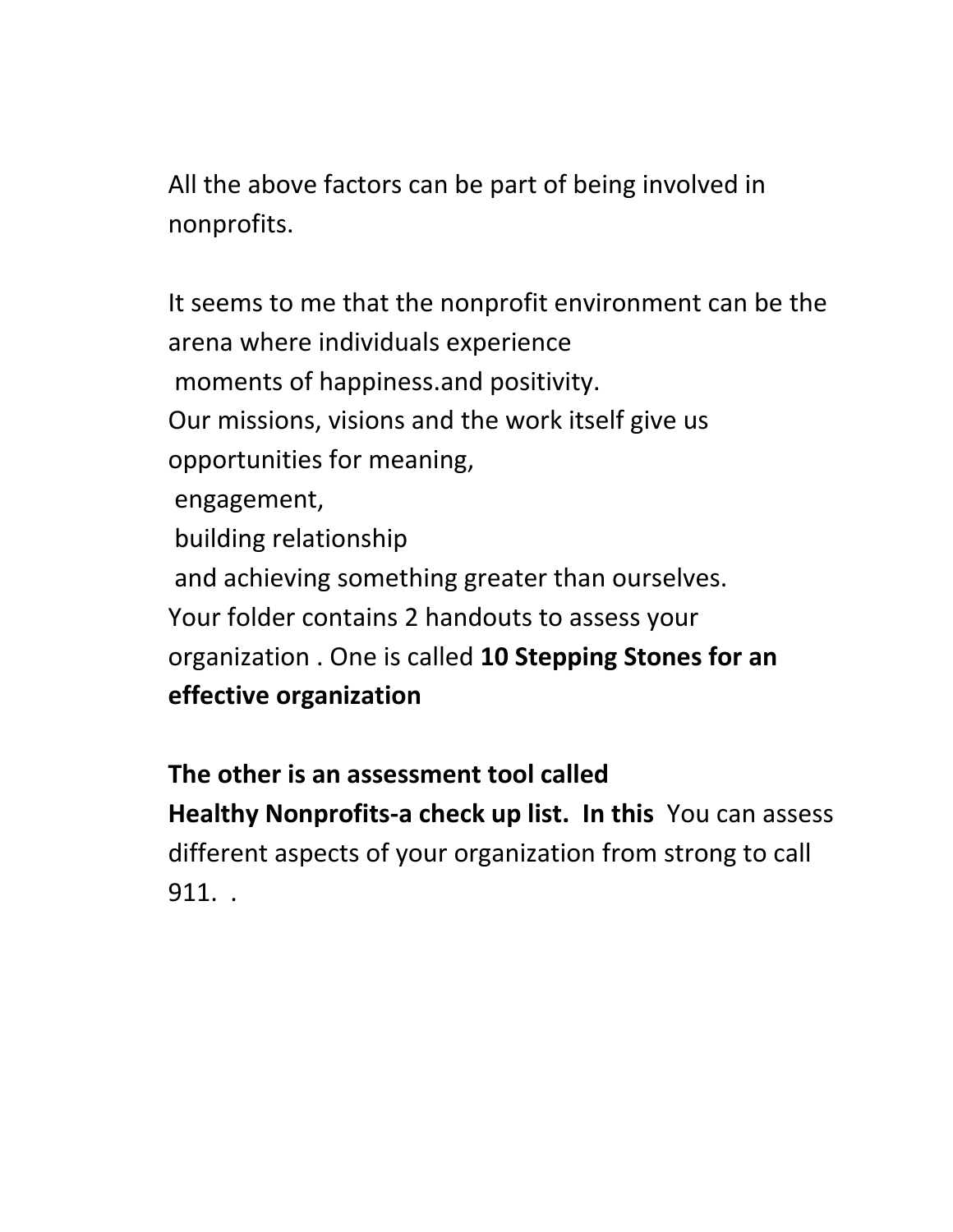All the above factors can be part of being involved in nonprofits.

It seems to me that the nonprofit environment can be the arena where individuals experience
moments of happiness.and positivity.
Our missions, visions and the work itself give us opportunities for meaning,
engagement,
building relationship
and achieving something greater than ourselves.
Your folder contains 2 handouts to assess your organization . One is called **10 Stepping Stones for an effective organization**

**The other is an assessment tool called Healthy Nonprofits-a check up list. In this** You can assess different aspects of your organization from strong to call 911. .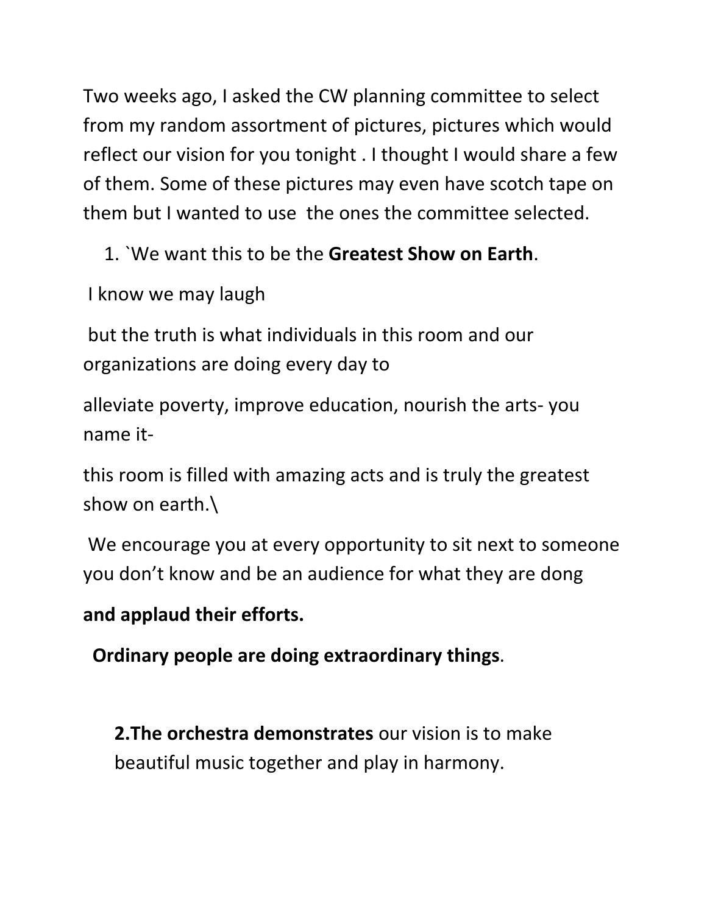Two weeks ago, I asked the CW planning committee to select from my random assortment of pictures, pictures which would reflect our vision for you tonight . I thought I would share a few of them. Some of these pictures may even have scotch tape on them but I wanted to use the ones the committee selected.

1. `We want this to be the **Greatest Show on Earth**.

I know we may laugh

but the truth is what individuals in this room and our organizations are doing every day to

alleviate poverty, improve education, nourish the arts- you name it-

this room is filled with amazing acts and is truly the greatest show on earth.\

We encourage you at every opportunity to sit next to someone you don't know and be an audience for what they are dong

**and applaud their efforts.**

**Ordinary people are doing extraordinary things**.

2. **The orchestra demonstrates** our vision is to make beautiful music together and play in harmony.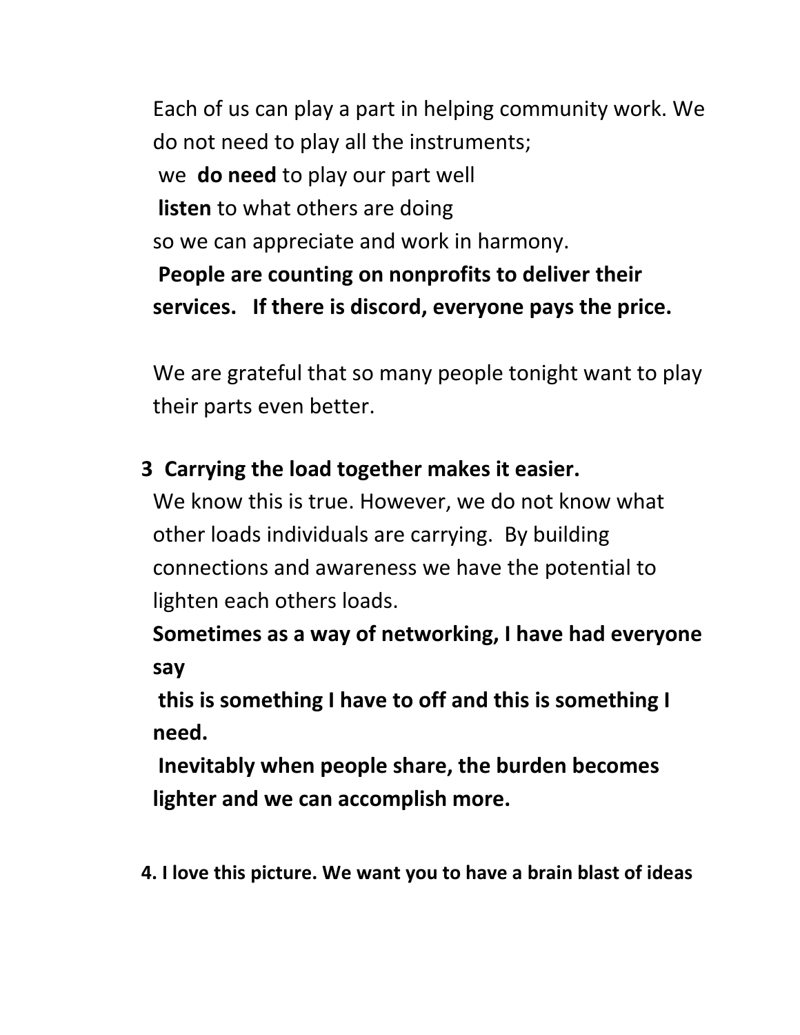Each of us can play a part in helping community work. We do not need to play all the instruments;

we **do need** to play our part well

**listen** to what others are doing

so we can appreciate and work in harmony.

**People are counting on nonprofits to deliver their services. If there is discord, everyone pays the price.**

We are grateful that so many people tonight want to play their parts even better.

**3 Carrying the load together makes it easier.**

We know this is true. However, we do not know what other loads individuals are carrying. By building connections and awareness we have the potential to lighten each others loads.

**Sometimes as a way of networking, I have had everyone say**

**this is something I have to off and this is something I need.**

**Inevitably when people share, the burden becomes lighter and we can accomplish more.**

**4. I love this picture. We want you to have a brain blast of ideas**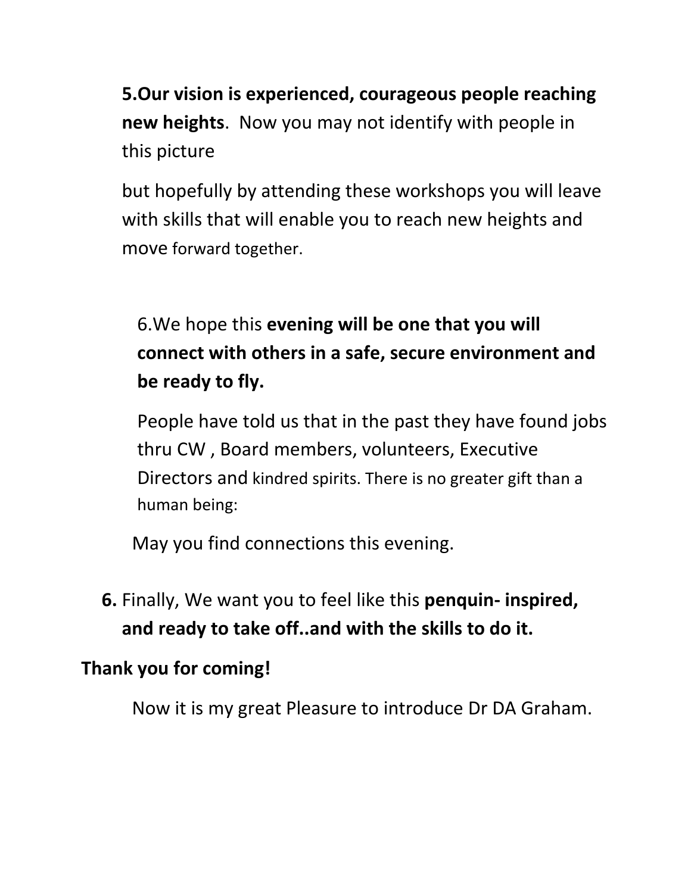**5.Our vision is experienced, courageous people reaching new heights**. Now you may not identify with people in this picture

but hopefully by attending these workshops you will leave with skills that will enable you to reach new heights and move forward together.

6.We hope this **evening will be one that you will connect with others in a safe, secure environment and be ready to fly.**

People have told us that in the past they have found jobs thru CW , Board members, volunteers, Executive Directors and kindred spirits. There is no greater gift than a human being:

May you find connections this evening.

**6.** Finally, We want you to feel like this **penquin- inspired, and ready to take off..and with the skills to do it.**

**Thank you for coming!**

Now it is my great Pleasure to introduce Dr DA Graham.